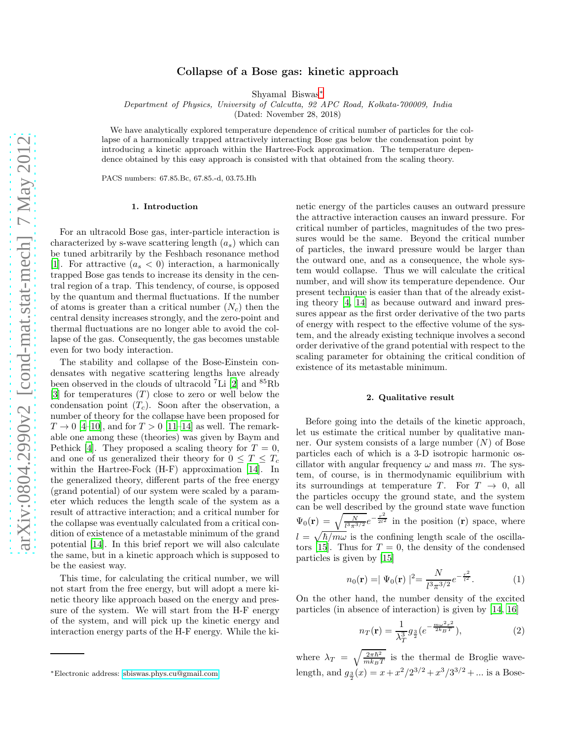# Collapse of a Bose gas: kinetic approach

Shyamal Biswas*

*Department of Physics, University of Calcutta, 92 APC Road, Kolkata-700009, India*

(Dated: November 28, 2018)

We have analytically explored temperature dependence of critical number of particles for the collapse of a harmonically trapped attractively interacting Bose gas below the condensation point by introducing a kinetic approach within the Hartree-Fock approximation. The temperature dependence obtained by this easy approach is consisted with that obtained from the scaling theory.

PACS numbers: 67.85.Bc, 67.85.-d, 03.75.Hh

## 1. Introduction

For an ultracold Bose gas, inter-particle interaction is characterized by s-wave scattering length ($a_s$) which can be tuned arbitrarily by the Feshbach resonance method [1]. For attractive ($a_s < 0$) interaction, a harmonically trapped Bose gas tends to increase its density in the central region of a trap. This tendency, of course, is opposed by the quantum and thermal fluctuations. If the number of atoms is greater than a critical number ($N_c$) then the central density increases strongly, and the zero-point and thermal fluctuations are no longer able to avoid the collapse of the gas. Consequently, the gas becomes unstable even for two body interaction.

The stability and collapse of the Bose-Einstein condensates with negative scattering lengths have already been observed in the clouds of ultracold $^{7}$Li [2] and $^{85}$Rb [3] for temperatures ($T$) close to zero or well below the condensation point ($T_c$). Soon after the observation, a number of theory for the collapse have been proposed for $T \to 0$ [4–10], and for $T > 0$ [11–14] as well. The remarkable one among these (theories) was given by Baym and Pethick [4]. They proposed a scaling theory for $T = 0$, and one of us generalized their theory for $0 \leq T \leq T_c$ within the Hartree-Fock (H-F) approximation [14]. In the generalized theory, different parts of the free energy (grand potential) of our system were scaled by a parameter which reduces the length scale of the system as a result of attractive interaction; and a critical number for the collapse was eventually calculated from a critical condition of existence of a metastable minimum of the grand potential [14]. In this brief report we will also calculate the same, but in a kinetic approach which is supposed to be the easiest way.

This time, for calculating the critical number, we will not start from the free energy, but will adopt a mere kinetic theory like approach based on the energy and pressure of the system. We will start from the H-F energy of the system, and will pick up the kinetic energy and interaction energy parts of the H-F energy. While the kinetic energy of the particles causes an outward pressure the attractive interaction causes an inward pressure. For critical number of particles, magnitudes of the two pressures would be the same. Beyond the critical number of particles, the inward pressure would be larger than the outward one, and as a consequence, the whole system would collapse. Thus we will calculate the critical number, and will show its temperature dependence. Our present technique is easier than that of the already existing theory [4, 14] as because outward and inward pressures appear as the first order derivative of the two parts of energy with respect to the effective volume of the system, and the already existing technique involves a second order derivative of the grand potential with respect to the scaling parameter for obtaining the critical condition of existence of its metastable minimum.

## 2. Qualitative result

Before going into the details of the kinetic approach, let us estimate the critical number by qualitative manner. Our system consists of a large number ($N$) of Bose particles each of which is a 3-D isotropic harmonic oscillator with angular frequency $\omega$ and mass $m$. The system, of course, is in thermodynamic equilibrium with its surroundings at temperature $T$. For $T \to 0$, all the particles occupy the ground state, and the system can be well described by the ground state wave function $\Psi_0(\mathbf{r}) = \sqrt{\frac{N}{l^3\pi^{3/2}}}e^{-\frac{r^2}{2l^2}}$ in the position ($\mathbf{r}$) space, where $l = \sqrt{\hbar/m\omega}$ is the confining length scale of the oscillators [15]. Thus for $T = 0$, the density of the condensed particles is given by [15]

$$n_0(\mathbf{r}) = |\Psi_0(\mathbf{r})|^2 = \frac{N}{l^3\pi^{3/2}}e^{-\frac{r^2}{l^2}}. \quad (1)$$

On the other hand, the number density of the excited particles (in absence of interaction) is given by [14, 16]

$$n_T(\mathbf{r}) = \frac{1}{\lambda_T^3}g_{\frac{3}{2}}(e^{-\frac{m\omega^2r^2}{2k_BT}}), \quad (2)$$

where $\lambda_T = \sqrt{\frac{2\pi\hbar^2}{mk_BT}}$ is the thermal de Broglie wavelength, and $g_{\frac{3}{2}}(x) = x + x^2/2^{3/2} + x^3/3^{3/2} + ...$ is a Bose-

*Electronic address: sbiswas.phys.cu@gmail.com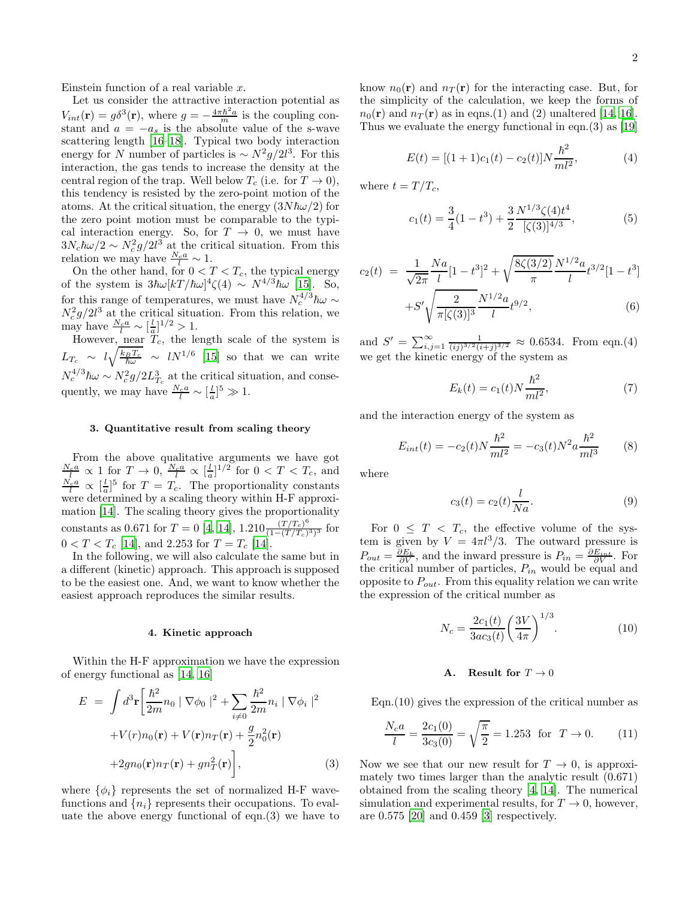Einstein function of a real variable $x$.

Let us consider the attractive interaction potential as $V_{int}(\mathbf{r}) = g\delta^3(\mathbf{r})$, where $g = -\frac{4\pi\hbar^2 a}{m}$ is the coupling constant and $a = -a_s$ is the absolute value of the s-wave scattering length [16–18]. Typical two body interaction energy for $N$ number of particles is $\sim N^2 g/2l^3$. For this interaction, the gas tends to increase the density at the central region of the trap. Well below $T_c$ (i.e. for $T \to 0$), this tendency is resisted by the zero-point motion of the atoms. At the critical situation, the energy $(3N\hbar\omega/2)$ for the zero point motion must be comparable to the typical interaction energy. So, for $T \to 0$, we must have $3N_c\hbar\omega/2 \sim N_c^2 g/2l^3$ at the critical situation. From this relation we may have $\frac{N_c a}{l} \sim 1$.

On the other hand, for $0 < T < T_c$, the typical energy of the system is $3\hbar\omega[kT/\hbar\omega]^4\zeta(4) \sim N^{4/3}\hbar\omega$ [15]. So, for this range of temperatures, we must have $N_c^{4/3}\hbar\omega \sim N_c^2 g/2l^3$ at the critical situation. From this relation, we may have $\frac{N_c a}{l} \sim [\frac{l}{a}]^{1/2} > 1$.

However, near $T_c$, the length scale of the system is $L_{T_c} \sim l\sqrt{\frac{k_B T_c}{\hbar\omega}} \sim lN^{1/6}$ [15] so that we can write $N_c^{4/3}\hbar\omega \sim N_c^2 g/2L_{T_c}^3$ at the critical situation, and consequently, we may have $\frac{N_c a}{l} \sim [\frac{l}{a}]^5 \gg 1$.

### 3. Quantitative result from scaling theory

From the above qualitative arguments we have got $\frac{N_c a}{l} \propto 1$ for $T \to 0$, $\frac{N_c a}{l} \propto [\frac{l}{a}]^{1/2}$ for $0 < T < T_c$, and $\frac{N_c a}{l} \propto [\frac{l}{a}]^5$ for $T = T_c$. The proportionality constants were determined by a scaling theory within H-F approximation [14]. The scaling theory gives the proportionality constants as 0.671 for $T = 0$ [4, 14], $1.210\frac{(T/T_c)^6}{(1-(T/T_c)^3)^3}$ for $0 < T < T_c$ [14], and 2.253 for $T = T_c$ [14].

In the following, we will also calculate the same but in a different (kinetic) approach. This approach is supposed to be the easiest one. And, we want to know whether the easiest approach reproduces the similar results.

### 4. Kinetic approach

Within the H-F approximation we have the expression of energy functional as [14, 16]

$$
\begin{aligned}
E &= \int d^3\mathbf{r}\bigg[\frac{\hbar^2}{2m}n_0 \mid \nabla\phi_0 \mid^2 + \sum_{i\neq 0}\frac{\hbar^2}{2m}n_i \mid \nabla\phi_i \mid^2 \\
&\quad + V(r)n_0(\mathbf{r}) + V(\mathbf{r})n_T(\mathbf{r}) + \frac{g}{2}n_0^2(\mathbf{r}) \\
&\quad + 2gn_0(\mathbf{r})n_T(\mathbf{r}) + gn_T^2(\mathbf{r})\bigg], \qquad (3)
\end{aligned}
$$

where $\{\phi_i\}$ represents the set of normalized H-F wavefunctions and $\{n_i\}$ represents their occupations. To evaluate the above energy functional of eqn.(3) we have to know $n_0(\mathbf{r})$ and $n_T(\mathbf{r})$ for the interacting case. But, for the simplicity of the calculation, we keep the forms of $n_0(\mathbf{r})$ and $n_T(\mathbf{r})$ as in eqns.(1) and (2) unaltered [14, 16]. Thus we evaluate the energy functional in eqn.(3) as [19]

$$
E(t) = [(1+1)c_1(t) - c_2(t)]N\frac{\hbar^2}{ml^2}, \qquad (4)
$$

where $t = T/T_c$,

$$
c_1(t) = \frac{3}{4}(1-t^3) + \frac{3}{2}\frac{N^{1/3}\zeta(4)t^4}{[\zeta(3)]^{4/3}}, \qquad (5)
$$

$$
\begin{aligned}
c_2(t) &= \frac{1}{\sqrt{2\pi}}\frac{Na}{l}[1-t^3]^2 + \sqrt{\frac{8\zeta(3/2)}{\pi}}\frac{N^{1/2}a}{l}t^{3/2}[1-t^3] \\
&\quad + S'\sqrt{\frac{2}{\pi[\zeta(3)]^3}}\frac{N^{1/2}a}{l}t^{9/2}, \qquad (6)
\end{aligned}
$$

and $S' = \sum_{i,j=1}^{\infty}\frac{1}{(ij)^{3/2}(i+j)^{3/2}} \approx 0.6534$. From eqn.(4) we get the kinetic energy of the system as

$$
E_k(t) = c_1(t)N\frac{\hbar^2}{ml^2}, \qquad (7)
$$

and the interaction energy of the system as

$$
E_{int}(t) = -c_2(t)N\frac{\hbar^2}{ml^2} = -c_3(t)N^2 a\frac{\hbar^2}{ml^3} \qquad (8)
$$

where

$$
c_3(t) = c_2(t)\frac{l}{Na}. \qquad (9)
$$

For $0 \le T < T_c$, the effective volume of the system is given by $V = 4\pi l^3/3$. The outward pressure is $P_{out} = \frac{\partial E_k}{\partial V}$, and the inward pressure is $P_{in} = \frac{\partial E_{int}}{\partial V}$. For the critical number of particles, $P_{in}$ would be equal and opposite to $P_{out}$. From this equality relation we can write the expression of the critical number as

$$
N_c = \frac{2c_1(t)}{3ac_3(t)}\left(\frac{3V}{4\pi}\right)^{1/3}. \qquad (10)
$$

#### A. Result for $T \to 0$

Eqn.(10) gives the expression of the critical number as

$$
\frac{N_c a}{l} = \frac{2c_1(0)}{3c_3(0)} = \sqrt{\frac{\pi}{2}} = 1.253 \ \text{ for } \ T \to 0. \qquad (11)
$$

Now we see that our new result for $T \to 0$, is approximately two times larger than the analytic result (0.671) obtained from the scaling theory [4, 14]. The numerical simulation and experimental results, for $T \to 0$, however, are 0.575 [20] and 0.459 [3] respectively.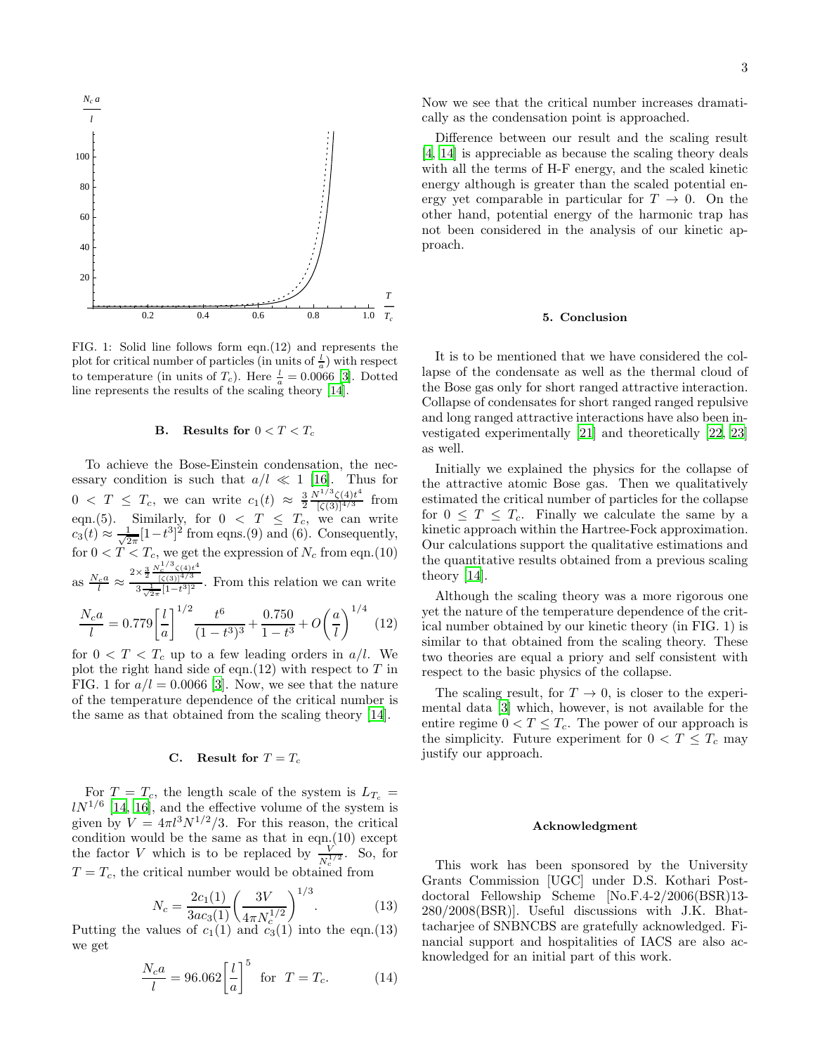FIG. 1: Solid line follows form eqn.(12) and represents the plot for critical number of particles (in units of $\frac{l}{a}$) with respect to temperature (in units of $T_c$). Here $\frac{l}{a} = 0.0066$ [3]. Dotted line represents the results of the scaling theory [14].

### B. Results for $0 < T < T_c$

To achieve the Bose-Einstein condensation, the necessary condition is such that $a/l \ll 1$ [16]. Thus for $0 < T \leq T_c$, we can write $c_1(t) \approx \frac{3}{2}\frac{N^{1/3}\zeta(4)t^4}{[\zeta(3)]^{4/3}}$ from eqn.(5). Similarly, for $0 < T \leq T_c$, we can write $c_3(t) \approx \frac{1}{\sqrt{2\pi}}[1-t^3]^2$ from eqns.(9) and (6). Consequently, for $0 < T < T_c$, we get the expression of $N_c$ from eqn.(10) as $\frac{N_c a}{l} \approx \frac{2\times\frac{3}{2}\frac{N_c^{1/3}\zeta(4)t^4}{[\zeta(3)]^{4/3}}}{3\frac{1}{\sqrt{2\pi}}[1-t^3]^2}$. From this relation we can write

$$\frac{N_c a}{l} = 0.779\bigg[\frac{l}{a}\bigg]^{1/2}\frac{t^6}{(1-t^3)^3} + \frac{0.750}{1-t^3} + O\bigg(\frac{a}{l}\bigg)^{1/4} \quad (12)$$

for $0 < T < T_c$ up to a few leading orders in $a/l$. We plot the right hand side of eqn.(12) with respect to $T$ in FIG. 1 for $a/l = 0.0066$ [3]. Now, we see that the nature of the temperature dependence of the critical number is the same as that obtained from the scaling theory [14].

### C. Result for $T = T_c$

For $T = T_c$, the length scale of the system is $L_{T_c} = lN^{1/6}$ [14, 16], and the effective volume of the system is given by $V = 4\pi l^3 N^{1/2}/3$. For this reason, the critical condition would be the same as that in eqn.(10) except the factor $V$ which is to be replaced by $\frac{V}{N_c^{1/2}}$. So, for $T = T_c$, the critical number would be obtained from

$$N_c = \frac{2c_1(1)}{3ac_3(1)}\bigg(\frac{3V}{4\pi N_c^{1/2}}\bigg)^{1/3}. \quad (13)$$

Putting the values of $c_1(1)$ and $c_3(1)$ into the eqn.(13) we get

$$\frac{N_c a}{l} = 96.062\bigg[\frac{l}{a}\bigg]^5 \quad \text{for} \quad T = T_c. \quad (14)$$

Now we see that the critical number increases dramatically as the condensation point is approached.

Difference between our result and the scaling result [4, 14] is appreciable as because the scaling theory deals with all the terms of H-F energy, and the scaled kinetic energy although is greater than the scaled potential energy yet comparable in particular for $T \to 0$. On the other hand, potential energy of the harmonic trap has not been considered in the analysis of our kinetic approach.

## 5. Conclusion

It is to be mentioned that we have considered the collapse of the condensate as well as the thermal cloud of the Bose gas only for short ranged attractive interaction. Collapse of condensates for short ranged ranged repulsive and long ranged attractive interactions have also been investigated experimentally [21] and theoretically [22, 23] as well.

Initially we explained the physics for the collapse of the attractive atomic Bose gas. Then we qualitatively estimated the critical number of particles for the collapse for $0 \leq T \leq T_c$. Finally we calculate the same by a kinetic approach within the Hartree-Fock approximation. Our calculations support the qualitative estimations and the quantitative results obtained from a previous scaling theory [14].

Although the scaling theory was a more rigorous one yet the nature of the temperature dependence of the critical number obtained by our kinetic theory (in FIG. 1) is similar to that obtained from the scaling theory. These two theories are equal a priory and self consistent with respect to the basic physics of the collapse.

The scaling result, for $T \to 0$, is closer to the experimental data [3] which, however, is not available for the entire regime $0 < T \leq T_c$. The power of our approach is the simplicity. Future experiment for $0 < T \leq T_c$ may justify our approach.

## Acknowledgment

This work has been sponsored by the University Grants Commission [UGC] under D.S. Kothari Postdoctoral Fellowship Scheme [No.F.4-2/2006(BSR)13-280/2008(BSR)]. Useful discussions with J.K. Bhattacharjee of SNBNCBS are gratefully acknowledged. Financial support and hospitalities of IACS are also acknowledged for an initial part of this work.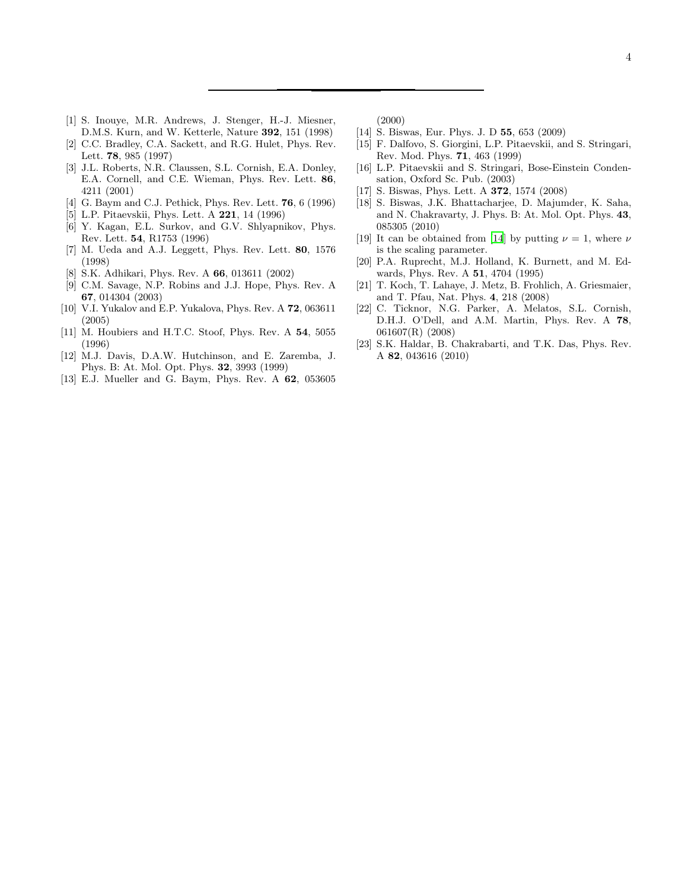- [1] S. Inouye, M.R. Andrews, J. Stenger, H.-J. Miesner, D.M.S. Kurn, and W. Ketterle, Nature **392**, 151 (1998)
- [2] C.C. Bradley, C.A. Sackett, and R.G. Hulet, Phys. Rev. Lett. **78**, 985 (1997)
- [3] J.L. Roberts, N.R. Claussen, S.L. Cornish, E.A. Donley, E.A. Cornell, and C.E. Wieman, Phys. Rev. Lett. **86**, 4211 (2001)
- [4] G. Baym and C.J. Pethick, Phys. Rev. Lett. **76**, 6 (1996)
- [5] L.P. Pitaevskii, Phys. Lett. A **221**, 14 (1996)
- [6] Y. Kagan, E.L. Surkov, and G.V. Shlyapnikov, Phys. Rev. Lett. **54**, R1753 (1996)
- [7] M. Ueda and A.J. Leggett, Phys. Rev. Lett. **80**, 1576 (1998)
- [8] S.K. Adhikari, Phys. Rev. A **66**, 013611 (2002)
- [9] C.M. Savage, N.P. Robins and J.J. Hope, Phys. Rev. A **67**, 014304 (2003)
- [10] V.I. Yukalov and E.P. Yukalova, Phys. Rev. A **72**, 063611 (2005)
- [11] M. Houbiers and H.T.C. Stoof, Phys. Rev. A **54**, 5055 (1996)
- [12] M.J. Davis, D.A.W. Hutchinson, and E. Zaremba, J. Phys. B: At. Mol. Opt. Phys. **32**, 3993 (1999)
- [13] E.J. Mueller and G. Baym, Phys. Rev. A **62**, 053605 (2000)
- [14] S. Biswas, Eur. Phys. J. D **55**, 653 (2009)
- [15] F. Dalfovo, S. Giorgini, L.P. Pitaevskii, and S. Stringari, Rev. Mod. Phys. **71**, 463 (1999)
- [16] L.P. Pitaevskii and S. Stringari, Bose-Einstein Condensation, Oxford Sc. Pub. (2003)
- [17] S. Biswas, Phys. Lett. A **372**, 1574 (2008)
- [18] S. Biswas, J.K. Bhattacharjee, D. Majumder, K. Saha, and N. Chakravarty, J. Phys. B: At. Mol. Opt. Phys. **43**, 085305 (2010)
- [19] It can be obtained from [14] by putting $\nu = 1$, where $\nu$ is the scaling parameter.
- [20] P.A. Ruprecht, M.J. Holland, K. Burnett, and M. Edwards, Phys. Rev. A **51**, 4704 (1995)
- [21] T. Koch, T. Lahaye, J. Metz, B. Frohlich, A. Griesmaier, and T. Pfau, Nat. Phys. **4**, 218 (2008)
- [22] C. Ticknor, N.G. Parker, A. Melatos, S.L. Cornish, D.H.J. O'Dell, and A.M. Martin, Phys. Rev. A **78**, 061607(R) (2008)
- [23] S.K. Haldar, B. Chakrabarti, and T.K. Das, Phys. Rev. A **82**, 043616 (2010)